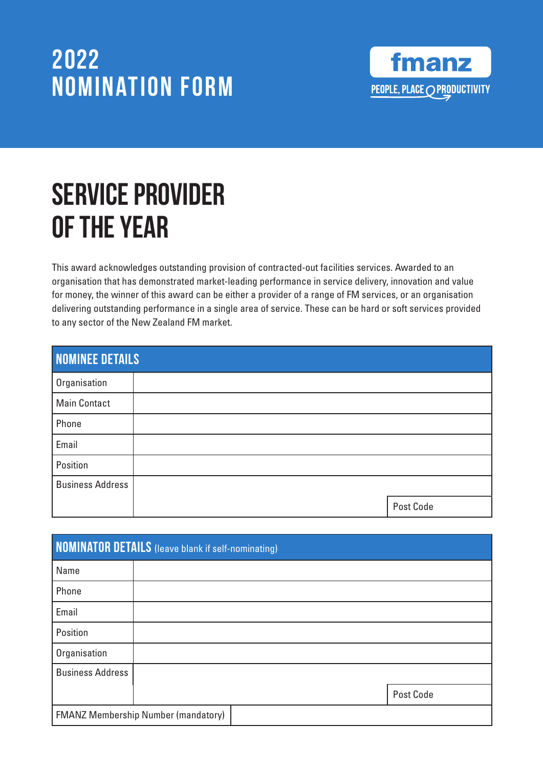# 2022 NOMINATION FORM

fmanz

PEOPLE, PLACE & PRODUCTIVITY

# SERVICE PROVIDER OF THE YEAR

This award acknowledges outstanding provision of contracted-out facilities services. Awarded to an organisation that has demonstrated market-leading performance in service delivery, innovation and value for money, the winner of this award can be either a provider of a range of FM services, or an organisation delivering outstanding performance in a single area of service. These can be hard or soft services provided to any sector of the New Zealand FM market.

| NOMINEE DETAILS | | |
|---|---|---|
| Organisation | | |
| Main Contact | | |
| Phone | | |
| Email | | |
| Position | | |
| Business Address | | |
| | | Post Code |

| NOMINATOR DETAILS (leave blank if self-nominating) | | |
|---|---|---|
| Name | | |
| Phone | | |
| Email | | |
| Position | | |
| Organisation | | |
| Business Address | | |
| | | Post Code |
| FMANZ Membership Number (mandatory) | | |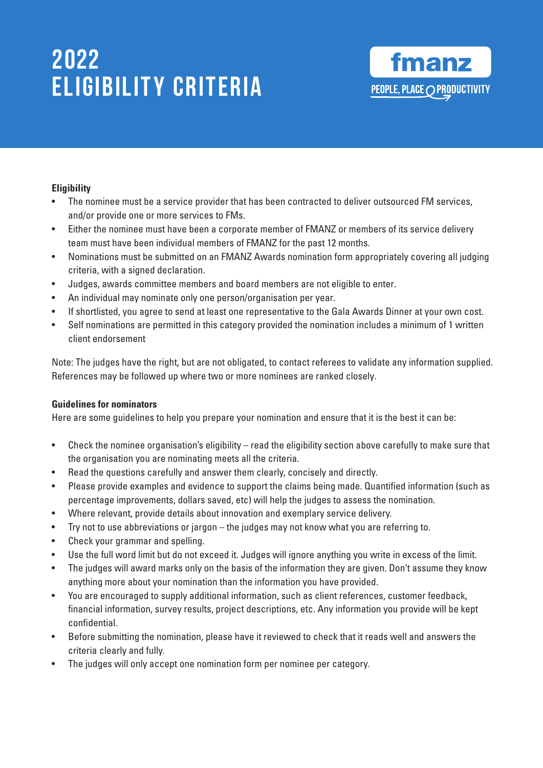# 2022 ELIGIBILITY CRITERIA

fmanz
PEOPLE, PLACE PRODUCTIVITY

**Eligibility**

- The nominee must be a service provider that has been contracted to deliver outsourced FM services, and/or provide one or more services to FMs.
- Either the nominee must have been a corporate member of FMANZ or members of its service delivery team must have been individual members of FMANZ for the past 12 months.
- Nominations must be submitted on an FMANZ Awards nomination form appropriately covering all judging criteria, with a signed declaration.
- Judges, awards committee members and board members are not eligible to enter.
- An individual may nominate only one person/organisation per year.
- If shortlisted, you agree to send at least one representative to the Gala Awards Dinner at your own cost.
- Self nominations are permitted in this category provided the nomination includes a minimum of 1 written client endorsement

Note: The judges have the right, but are not obligated, to contact referees to validate any information supplied. References may be followed up where two or more nominees are ranked closely.

**Guidelines for nominators**

Here are some guidelines to help you prepare your nomination and ensure that it is the best it can be:

- Check the nominee organisation's eligibility – read the eligibility section above carefully to make sure that the organisation you are nominating meets all the criteria.
- Read the questions carefully and answer them clearly, concisely and directly.
- Please provide examples and evidence to support the claims being made. Quantified information (such as percentage improvements, dollars saved, etc) will help the judges to assess the nomination.
- Where relevant, provide details about innovation and exemplary service delivery.
- Try not to use abbreviations or jargon – the judges may not know what you are referring to.
- Check your grammar and spelling.
- Use the full word limit but do not exceed it. Judges will ignore anything you write in excess of the limit.
- The judges will award marks only on the basis of the information they are given. Don't assume they know anything more about your nomination than the information you have provided.
- You are encouraged to supply additional information, such as client references, customer feedback, financial information, survey results, project descriptions, etc. Any information you provide will be kept confidential.
- Before submitting the nomination, please have it reviewed to check that it reads well and answers the criteria clearly and fully.
- The judges will only accept one nomination form per nominee per category.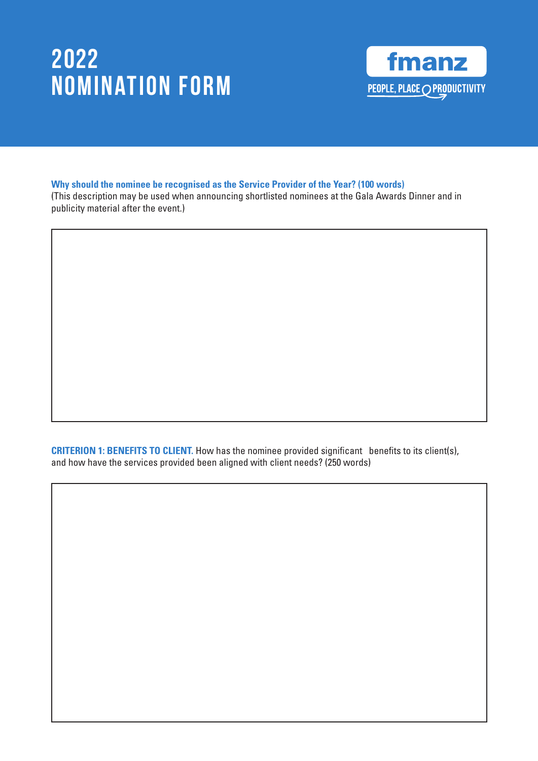# 2022 NOMINATION FORM

fmanz

PEOPLE, PLACE PRODUCTIVITY

**Why should the nominee be recognised as the Service Provider of the Year? (100 words)**
(This description may be used when announcing shortlisted nominees at the Gala Awards Dinner and in publicity material after the event.)

**CRITERION 1: BENEFITS TO CLIENT.** How has the nominee provided significant benefits to its client(s), and how have the services provided been aligned with client needs? (250 words)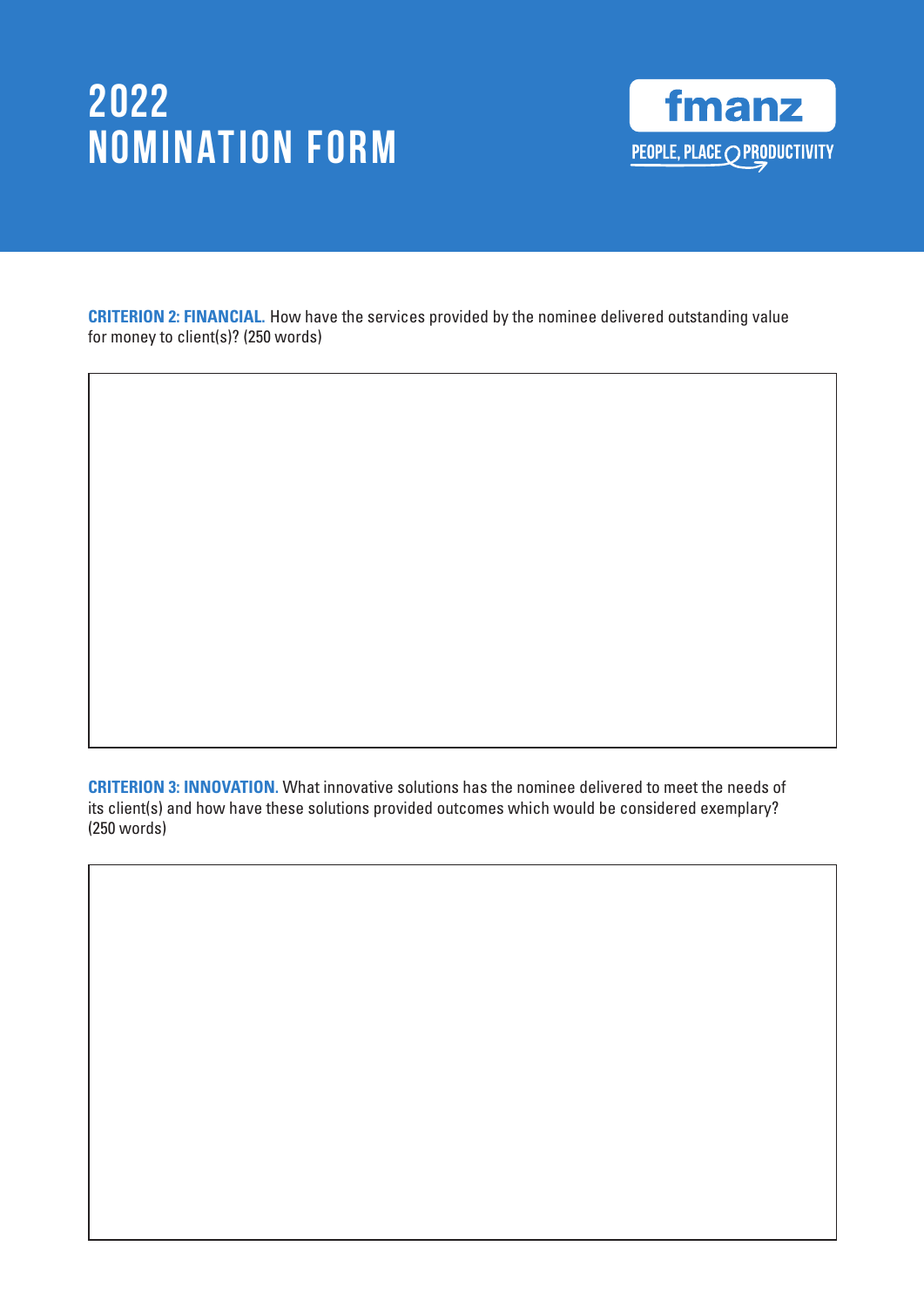# 2022 NOMINATION FORM

fmanz

PEOPLE, PLACE PRODUCTIVITY

**CRITERION 2: FINANCIAL.** How have the services provided by the nominee delivered outstanding value for money to client(s)? (250 words)

**CRITERION 3: INNOVATION.** What innovative solutions has the nominee delivered to meet the needs of its client(s) and how have these solutions provided outcomes which would be considered exemplary? (250 words)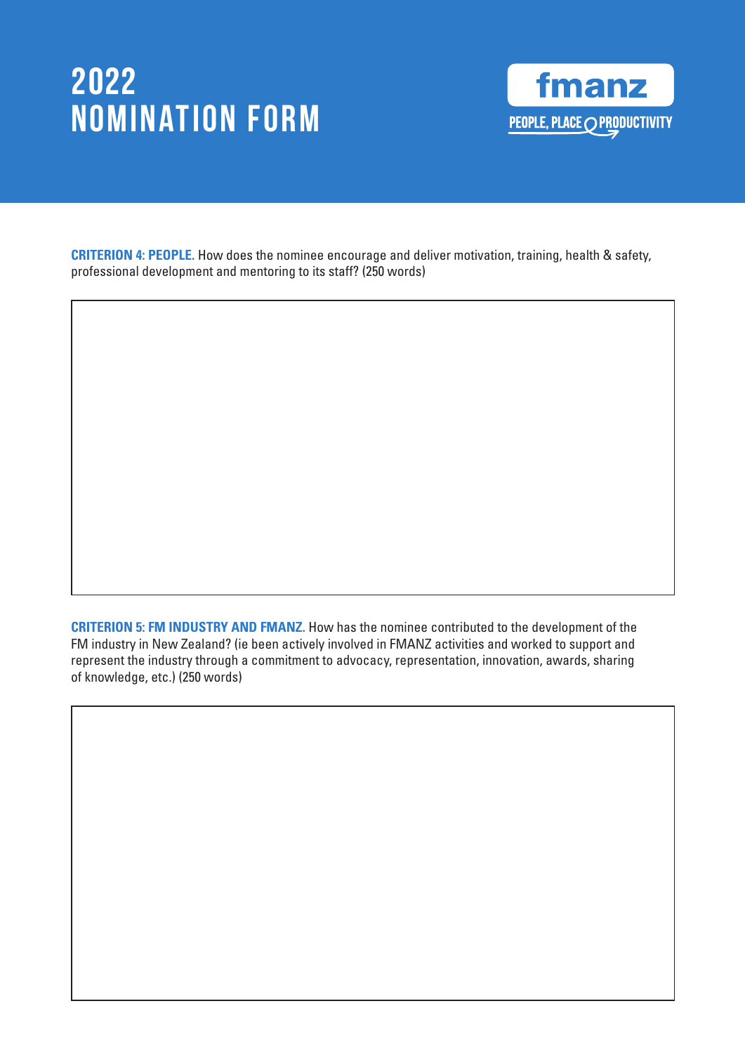# 2022 NOMINATION FORM

fmanz

PEOPLE, PLACE PRODUCTIVITY

**CRITERION 4: PEOPLE.** How does the nominee encourage and deliver motivation, training, health & safety, professional development and mentoring to its staff? (250 words)

**CRITERION 5: FM INDUSTRY AND FMANZ.** How has the nominee contributed to the development of the FM industry in New Zealand? (ie been actively involved in FMANZ activities and worked to support and represent the industry through a commitment to advocacy, representation, innovation, awards, sharing of knowledge, etc.) (250 words)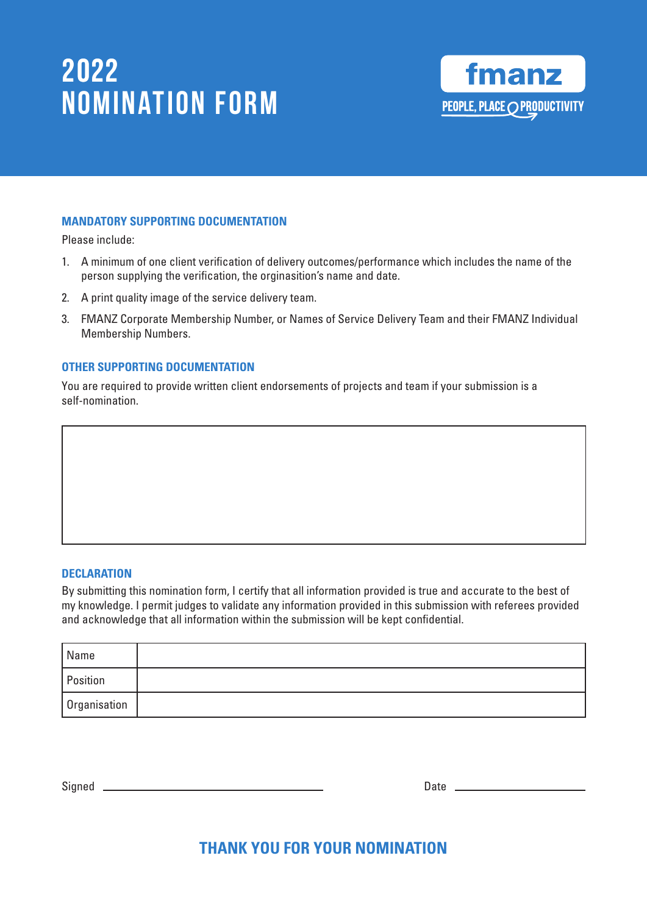# 2022 NOMINATION FORM

fmanz

PEOPLE, PLACE PRODUCTIVITY

### MANDATORY SUPPORTING DOCUMENTATION

Please include:

1. A minimum of one client verification of delivery outcomes/performance which includes the name of the person supplying the verification, the orginasition's name and date.
2. A print quality image of the service delivery team.
3. FMANZ Corporate Membership Number, or Names of Service Delivery Team and their FMANZ Individual Membership Numbers.

### OTHER SUPPORTING DOCUMENTATION

You are required to provide written client endorsements of projects and team if your submission is a self-nomination.

| |
|---|
| |

### DECLARATION

By submitting this nomination form, I certify that all information provided is true and accurate to the best of my knowledge. I permit judges to validate any information provided in this submission with referees provided and acknowledge that all information within the submission will be kept confidential.

| | |
|---|---|
| Name | |
| Position | |
| Organisation | |

Signed ______________________ Date ______________

## THANK YOU FOR YOUR NOMINATION